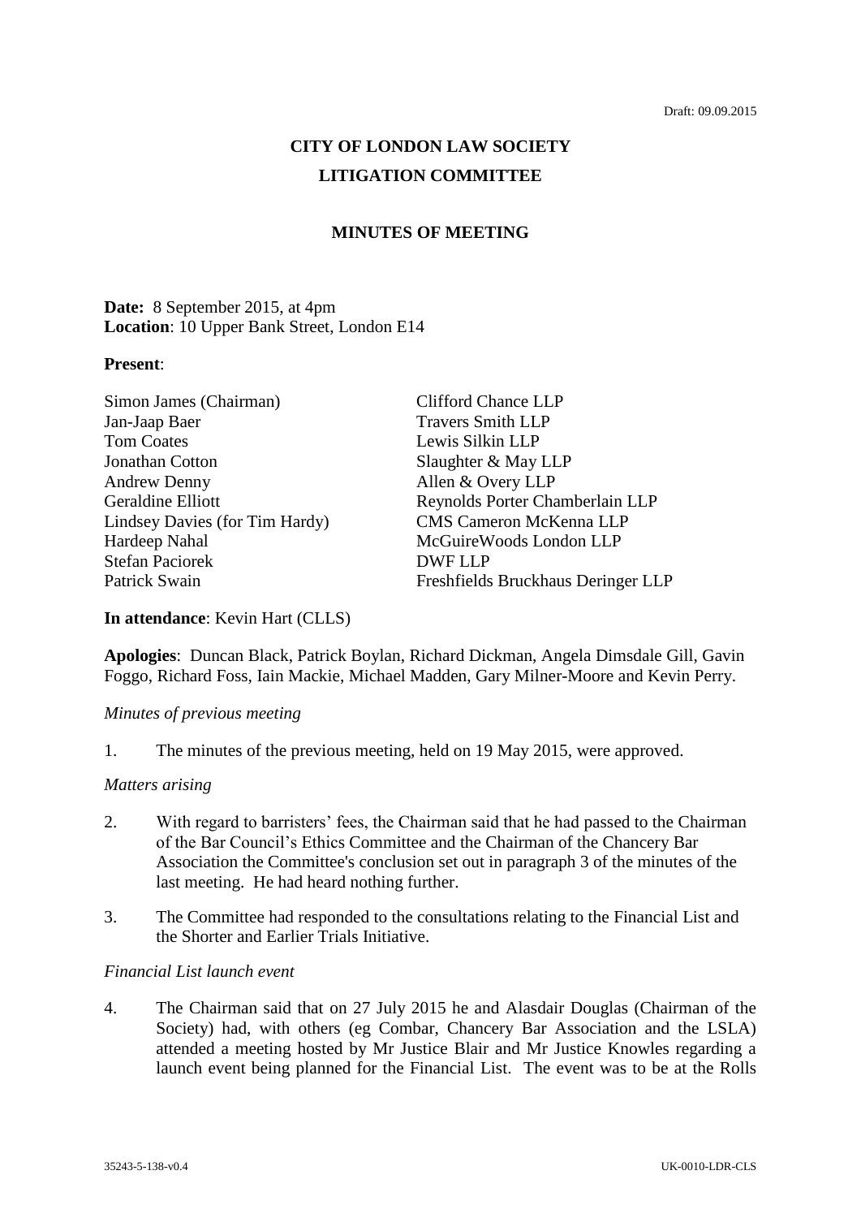Draft: 09.09.2015

# CITY OF LONDON LAW SOCIETY

# LITIGATION COMMITTEE

## MINUTES OF MEETING

**Date:** 8 September 2015, at 4pm
**Location**: 10 Upper Bank Street, London E14

**Present**:

| | |
|---|---|
| Simon James (Chairman) | Clifford Chance LLP |
| Jan-Jaap Baer | Travers Smith LLP |
| Tom Coates | Lewis Silkin LLP |
| Jonathan Cotton | Slaughter & May LLP |
| Andrew Denny | Allen & Overy LLP |
| Geraldine Elliott | Reynolds Porter Chamberlain LLP |
| Lindsey Davies (for Tim Hardy) | CMS Cameron McKenna LLP |
| Hardeep Nahal | McGuireWoods London LLP |
| Stefan Paciorek | DWF LLP |
| Patrick Swain | Freshfields Bruckhaus Deringer LLP |

**In attendance**: Kevin Hart (CLLS)

**Apologies**: Duncan Black, Patrick Boylan, Richard Dickman, Angela Dimsdale Gill, Gavin Foggo, Richard Foss, Iain Mackie, Michael Madden, Gary Milner-Moore and Kevin Perry.

*Minutes of previous meeting*

1. The minutes of the previous meeting, held on 19 May 2015, were approved.

*Matters arising*

2. With regard to barristers' fees, the Chairman said that he had passed to the Chairman of the Bar Council's Ethics Committee and the Chairman of the Chancery Bar Association the Committee's conclusion set out in paragraph 3 of the minutes of the last meeting. He had heard nothing further.

3. The Committee had responded to the consultations relating to the Financial List and the Shorter and Earlier Trials Initiative.

*Financial List launch event*

4. The Chairman said that on 27 July 2015 he and Alasdair Douglas (Chairman of the Society) had, with others (eg Combar, Chancery Bar Association and the LSLA) attended a meeting hosted by Mr Justice Blair and Mr Justice Knowles regarding a launch event being planned for the Financial List. The event was to be at the Rolls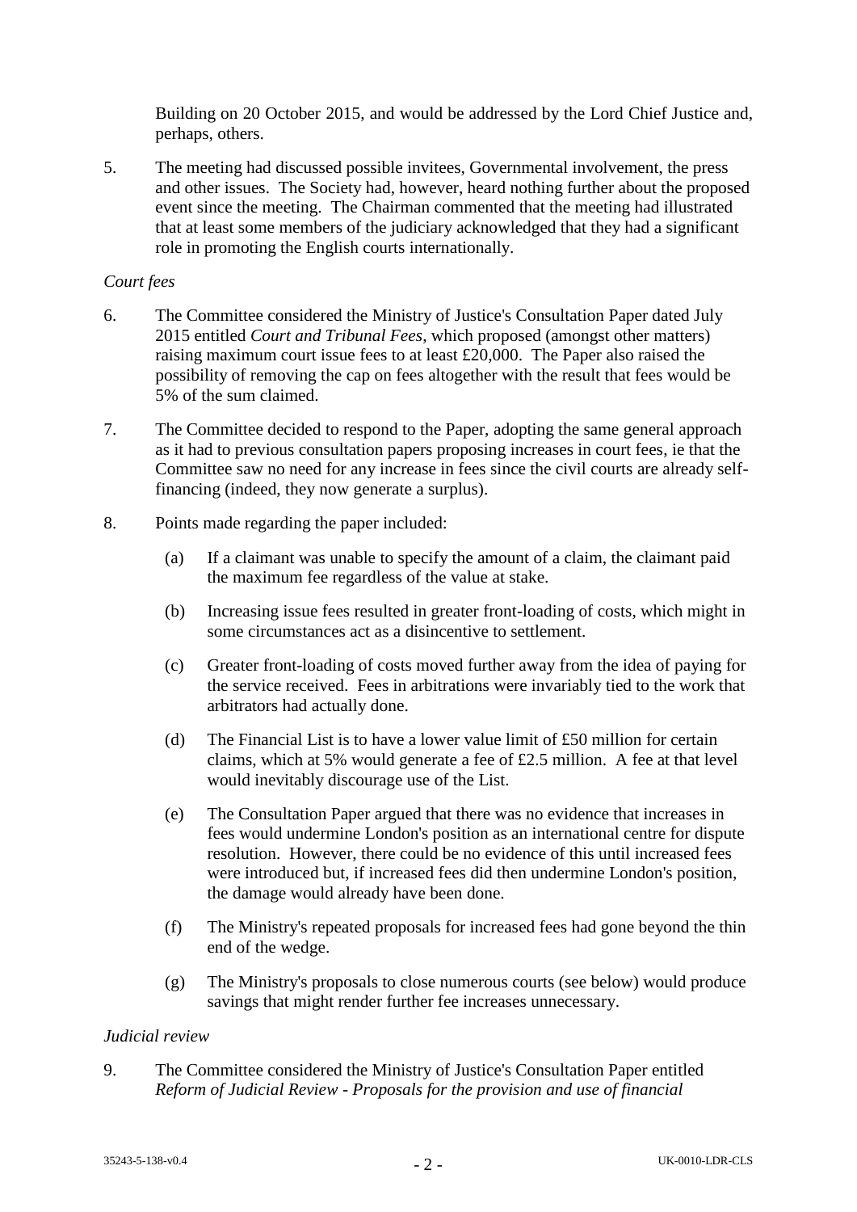Building on 20 October 2015, and would be addressed by the Lord Chief Justice and, perhaps, others.

5. The meeting had discussed possible invitees, Governmental involvement, the press and other issues. The Society had, however, heard nothing further about the proposed event since the meeting. The Chairman commented that the meeting had illustrated that at least some members of the judiciary acknowledged that they had a significant role in promoting the English courts internationally.

*Court fees*

6. The Committee considered the Ministry of Justice's Consultation Paper dated July 2015 entitled *Court and Tribunal Fees*, which proposed (amongst other matters) raising maximum court issue fees to at least £20,000. The Paper also raised the possibility of removing the cap on fees altogether with the result that fees would be 5% of the sum claimed.

7. The Committee decided to respond to the Paper, adopting the same general approach as it had to previous consultation papers proposing increases in court fees, ie that the Committee saw no need for any increase in fees since the civil courts are already self-financing (indeed, they now generate a surplus).

8. Points made regarding the paper included:

   (a) If a claimant was unable to specify the amount of a claim, the claimant paid the maximum fee regardless of the value at stake.

   (b) Increasing issue fees resulted in greater front-loading of costs, which might in some circumstances act as a disincentive to settlement.

   (c) Greater front-loading of costs moved further away from the idea of paying for the service received. Fees in arbitrations were invariably tied to the work that arbitrators had actually done.

   (d) The Financial List is to have a lower value limit of £50 million for certain claims, which at 5% would generate a fee of £2.5 million. A fee at that level would inevitably discourage use of the List.

   (e) The Consultation Paper argued that there was no evidence that increases in fees would undermine London's position as an international centre for dispute resolution. However, there could be no evidence of this until increased fees were introduced but, if increased fees did then undermine London's position, the damage would already have been done.

   (f) The Ministry's repeated proposals for increased fees had gone beyond the thin end of the wedge.

   (g) The Ministry's proposals to close numerous courts (see below) would produce savings that might render further fee increases unnecessary.

*Judicial review*

9. The Committee considered the Ministry of Justice's Consultation Paper entitled *Reform of Judicial Review - Proposals for the provision and use of financial*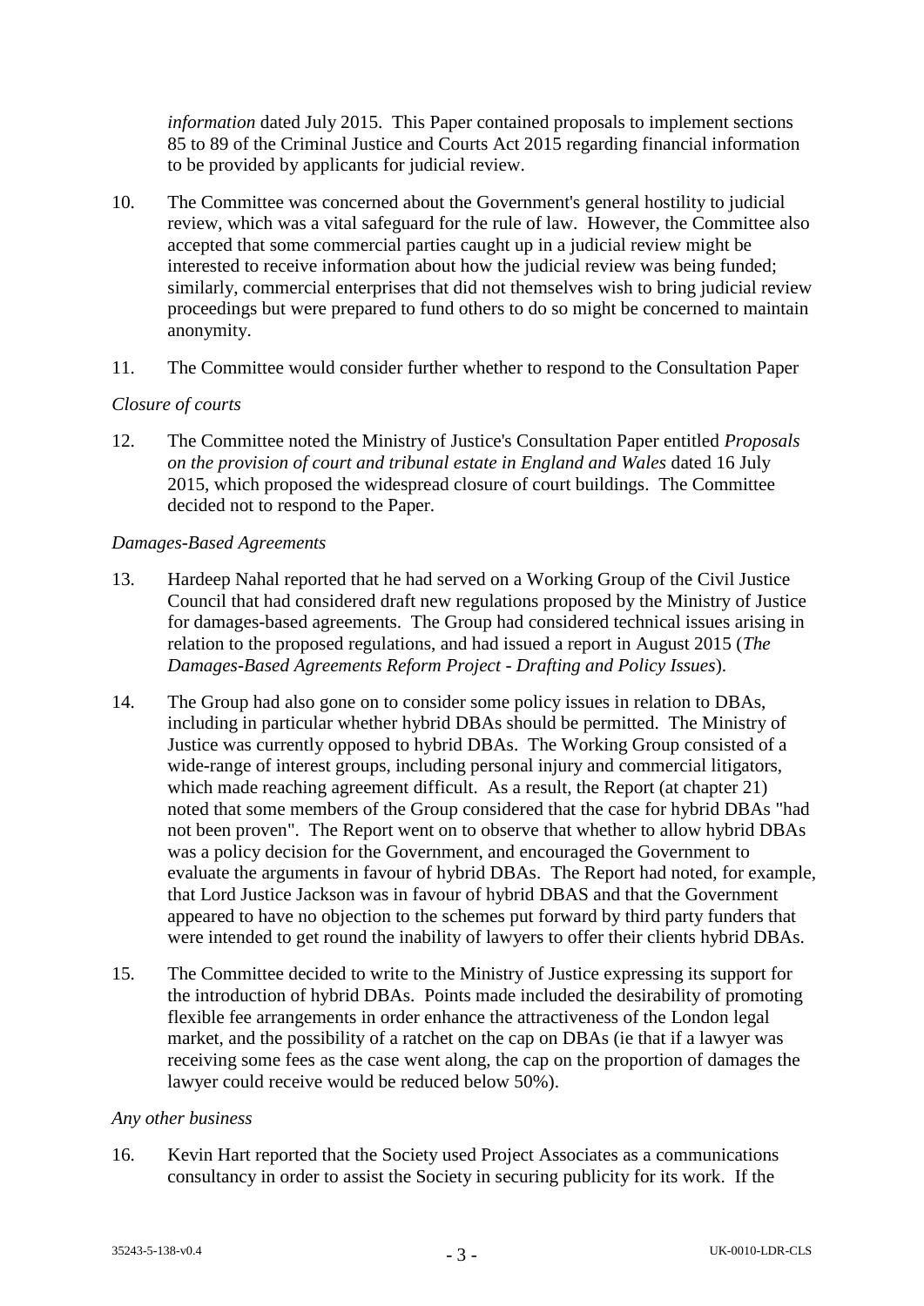*information* dated July 2015. This Paper contained proposals to implement sections 85 to 89 of the Criminal Justice and Courts Act 2015 regarding financial information to be provided by applicants for judicial review.

10. The Committee was concerned about the Government's general hostility to judicial review, which was a vital safeguard for the rule of law. However, the Committee also accepted that some commercial parties caught up in a judicial review might be interested to receive information about how the judicial review was being funded; similarly, commercial enterprises that did not themselves wish to bring judicial review proceedings but were prepared to fund others to do so might be concerned to maintain anonymity.

11. The Committee would consider further whether to respond to the Consultation Paper

*Closure of courts*

12. The Committee noted the Ministry of Justice's Consultation Paper entitled *Proposals on the provision of court and tribunal estate in England and Wales* dated 16 July 2015, which proposed the widespread closure of court buildings. The Committee decided not to respond to the Paper.

*Damages-Based Agreements*

13. Hardeep Nahal reported that he had served on a Working Group of the Civil Justice Council that had considered draft new regulations proposed by the Ministry of Justice for damages-based agreements. The Group had considered technical issues arising in relation to the proposed regulations, and had issued a report in August 2015 (*The Damages-Based Agreements Reform Project - Drafting and Policy Issues*).

14. The Group had also gone on to consider some policy issues in relation to DBAs, including in particular whether hybrid DBAs should be permitted. The Ministry of Justice was currently opposed to hybrid DBAs. The Working Group consisted of a wide-range of interest groups, including personal injury and commercial litigators, which made reaching agreement difficult. As a result, the Report (at chapter 21) noted that some members of the Group considered that the case for hybrid DBAs "had not been proven". The Report went on to observe that whether to allow hybrid DBAs was a policy decision for the Government, and encouraged the Government to evaluate the arguments in favour of hybrid DBAs. The Report had noted, for example, that Lord Justice Jackson was in favour of hybrid DBAS and that the Government appeared to have no objection to the schemes put forward by third party funders that were intended to get round the inability of lawyers to offer their clients hybrid DBAs.

15. The Committee decided to write to the Ministry of Justice expressing its support for the introduction of hybrid DBAs. Points made included the desirability of promoting flexible fee arrangements in order enhance the attractiveness of the London legal market, and the possibility of a ratchet on the cap on DBAs (ie that if a lawyer was receiving some fees as the case went along, the cap on the proportion of damages the lawyer could receive would be reduced below 50%).

*Any other business*

16. Kevin Hart reported that the Society used Project Associates as a communications consultancy in order to assist the Society in securing publicity for its work. If the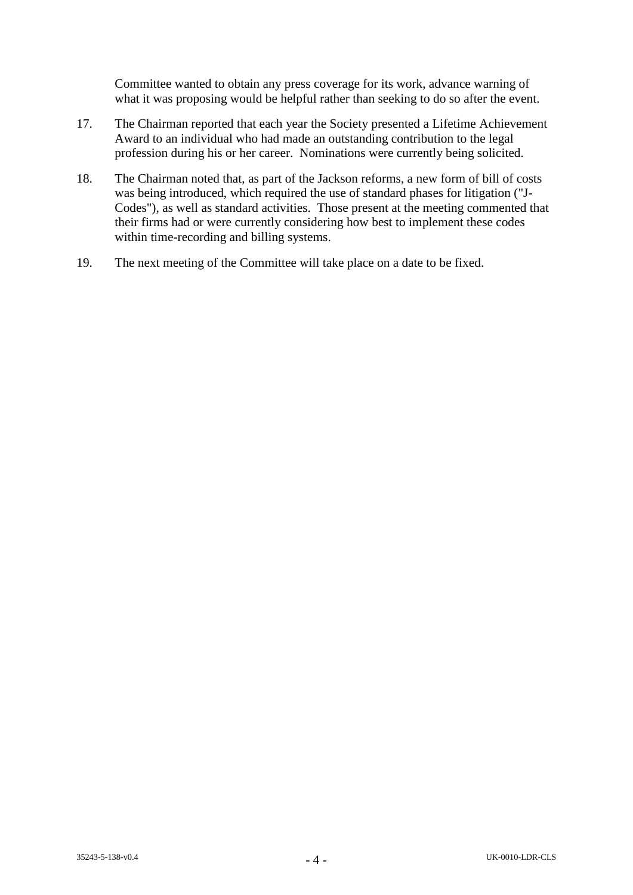Committee wanted to obtain any press coverage for its work, advance warning of what it was proposing would be helpful rather than seeking to do so after the event.

17. The Chairman reported that each year the Society presented a Lifetime Achievement Award to an individual who had made an outstanding contribution to the legal profession during his or her career. Nominations were currently being solicited.

18. The Chairman noted that, as part of the Jackson reforms, a new form of bill of costs was being introduced, which required the use of standard phases for litigation ("J-Codes"), as well as standard activities. Those present at the meeting commented that their firms had or were currently considering how best to implement these codes within time-recording and billing systems.

19. The next meeting of the Committee will take place on a date to be fixed.